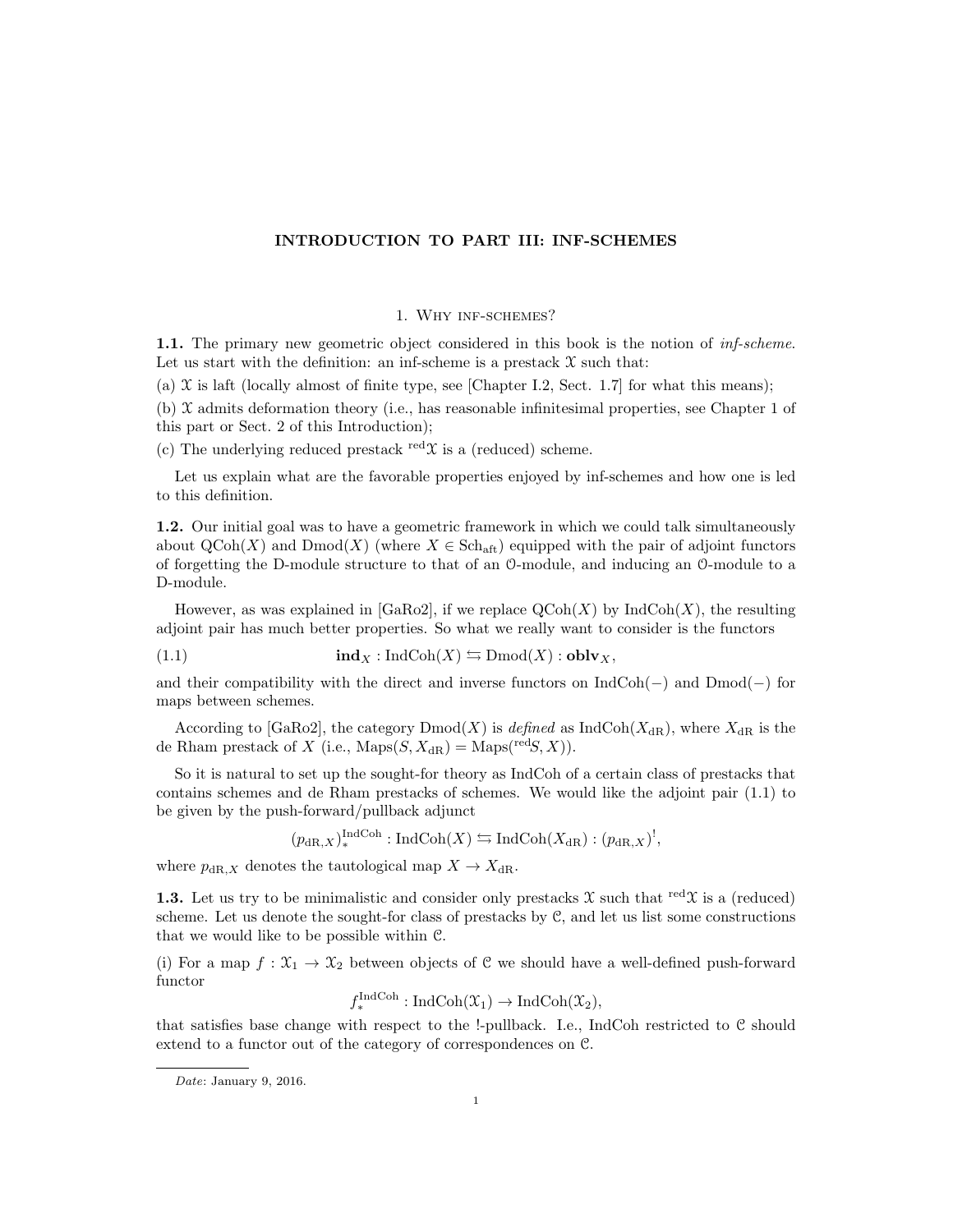# INTRODUCTION TO PART III: INF-SCHEMES

## 1. Why inf-schemes?

**1.1.** The primary new geometric object considered in this book is the notion of *inf-scheme*. Let us start with the definition: an inf-scheme is a prestack $\mathcal{X}$ such that:

(a) $\mathcal{X}$ is laft (locally almost of finite type, see [Chapter I.2, Sect. 1.7] for what this means);

(b) $\mathcal{X}$ admits deformation theory (i.e., has reasonable infinitesimal properties, see Chapter 1 of this part or Sect. 2 of this Introduction);

(c) The underlying reduced prestack ${}^{\mathrm{red}}\mathcal{X}$ is a (reduced) scheme.

Let us explain what are the favorable properties enjoyed by inf-schemes and how one is led to this definition.

**1.2.** Our initial goal was to have a geometric framework in which we could talk simultaneously about $\mathrm{QCoh}(X)$ and $\mathrm{Dmod}(X)$ (where $X \in \mathrm{Sch}_{\mathrm{aft}}$) equipped with the pair of adjoint functors of forgetting the D-module structure to that of an $\mathcal{O}$-module, and inducing an $\mathcal{O}$-module to a D-module.

However, as was explained in [GaRo2], if we replace $\mathrm{QCoh}(X)$ by $\mathrm{IndCoh}(X)$, the resulting adjoint pair has much better properties. So what we really want to consider is the functors

$$\mathbf{ind}_X : \mathrm{IndCoh}(X) \leftrightarrows \mathrm{Dmod}(X) : \mathbf{oblv}_X, \tag{1.1}$$

and their compatibility with the direct and inverse functors on $\mathrm{IndCoh}(-)$ and $\mathrm{Dmod}(-)$ for maps between schemes.

According to [GaRo2], the category $\mathrm{Dmod}(X)$ is *defined* as $\mathrm{IndCoh}(X_{\mathrm{dR}})$, where $X_{\mathrm{dR}}$ is the de Rham prestack of $X$ (i.e., $\mathrm{Maps}(S, X_{\mathrm{dR}}) = \mathrm{Maps}({}^{\mathrm{red}}S, X)$).

So it is natural to set up the sought-for theory as IndCoh of a certain class of prestacks that contains schemes and de Rham prestacks of schemes. We would like the adjoint pair (1.1) to be given by the push-forward/pullback adjunct

$$(p_{\mathrm{dR},X})_*^{\mathrm{IndCoh}} : \mathrm{IndCoh}(X) \leftrightarrows \mathrm{IndCoh}(X_{\mathrm{dR}}) : (p_{\mathrm{dR},X})^!,$$

where $p_{\mathrm{dR},X}$ denotes the tautological map $X \to X_{\mathrm{dR}}$.

**1.3.** Let us try to be minimalistic and consider only prestacks $\mathcal{X}$ such that ${}^{\mathrm{red}}\mathcal{X}$ is a (reduced) scheme. Let us denote the sought-for class of prestacks by $\mathcal{C}$, and let us list some constructions that we would like to be possible within $\mathcal{C}$.

(i) For a map $f : \mathcal{X}_1 \to \mathcal{X}_2$ between objects of $\mathcal{C}$ we should have a well-defined push-forward functor

$$f_*^{\mathrm{IndCoh}} : \mathrm{IndCoh}(\mathcal{X}_1) \to \mathrm{IndCoh}(\mathcal{X}_2),$$

that satisfies base change with respect to the !-pullback. I.e., IndCoh restricted to $\mathcal{C}$ should extend to a functor out of the category of correspondences on $\mathcal{C}$.

---

*Date*: January 9, 2016.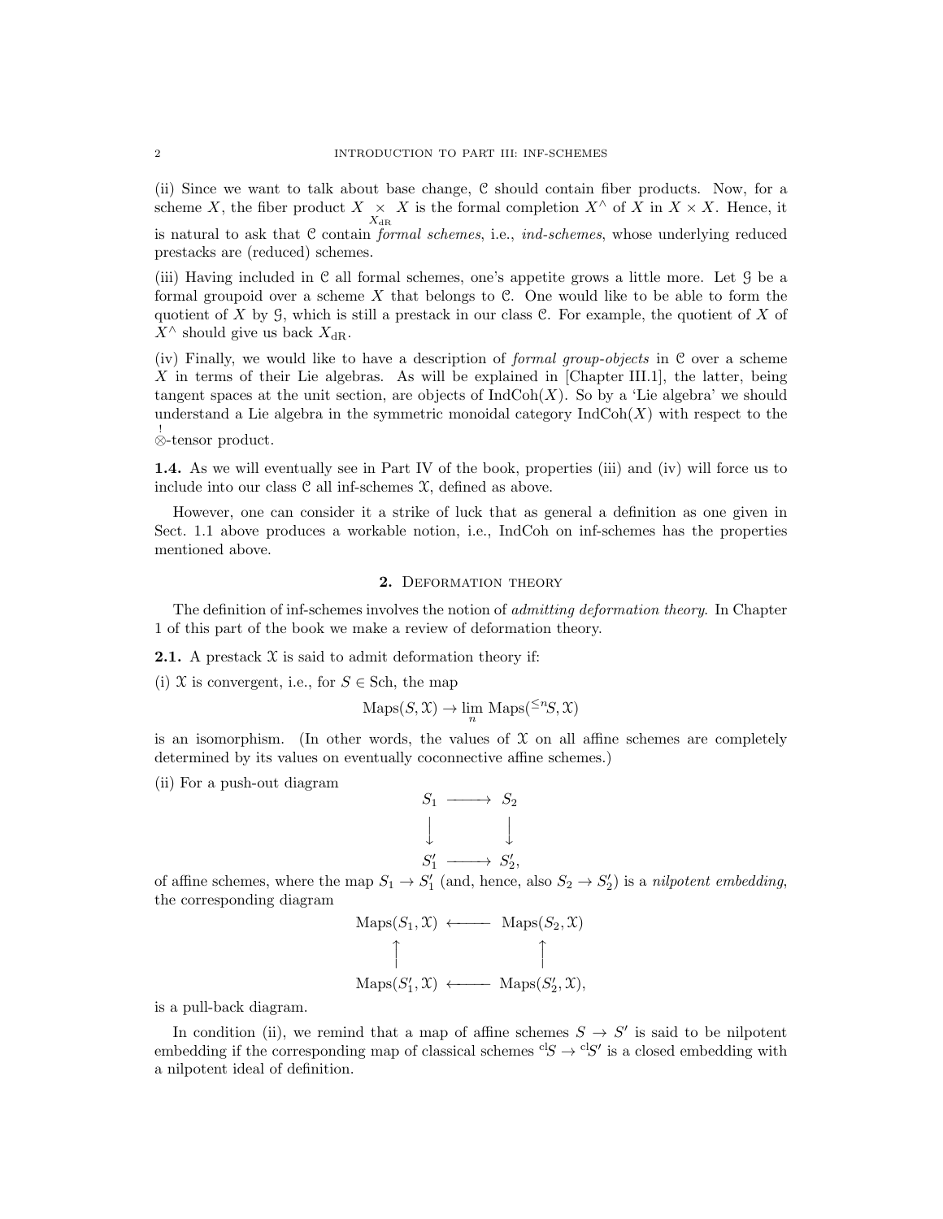(ii) Since we want to talk about base change, $\mathcal{C}$ should contain fiber products. Now, for a scheme $X$, the fiber product $X \underset{X_{\mathrm{dR}}}{\times} X$ is the formal completion $X^\wedge$ of $X$ in $X \times X$. Hence, it is natural to ask that $\mathcal{C}$ contain *formal schemes*, i.e., *ind-schemes*, whose underlying reduced prestacks are (reduced) schemes.

(iii) Having included in $\mathcal{C}$ all formal schemes, one's appetite grows a little more. Let $\mathcal{G}$ be a formal groupoid over a scheme $X$ that belongs to $\mathcal{C}$. One would like to be able to form the quotient of $X$ by $\mathcal{G}$, which is still a prestack in our class $\mathcal{C}$. For example, the quotient of $X$ of $X^\wedge$ should give us back $X_{\mathrm{dR}}$.

(iv) Finally, we would like to have a description of *formal group-objects* in $\mathcal{C}$ over a scheme $X$ in terms of their Lie algebras. As will be explained in [Chapter III.1], the latter, being tangent spaces at the unit section, are objects of $\mathrm{IndCoh}(X)$. So by a 'Lie algebra' we should understand a Lie algebra in the symmetric monoidal category $\mathrm{IndCoh}(X)$ with respect to the $\overset{!}{\otimes}$-tensor product.

**1.4.** As we will eventually see in Part IV of the book, properties (iii) and (iv) will force us to include into our class $\mathcal{C}$ all inf-schemes $\mathcal{X}$, defined as above.

However, one can consider it a strike of luck that as general a definition as one given in Sect. 1.1 above produces a workable notion, i.e., IndCoh on inf-schemes has the properties mentioned above.

## 2. Deformation theory

The definition of inf-schemes involves the notion of *admitting deformation theory*. In Chapter 1 of this part of the book we make a review of deformation theory.

**2.1.** A prestack $\mathcal{X}$ is said to admit deformation theory if:

(i) $\mathcal{X}$ is convergent, i.e., for $S \in \mathrm{Sch}$, the map

$$\mathrm{Maps}(S, \mathcal{X}) \to \lim_{n} \mathrm{Maps}({}^{\leq n}S, \mathcal{X})$$

is an isomorphism. (In other words, the values of $\mathcal{X}$ on all affine schemes are completely determined by its values on eventually coconnective affine schemes.)

(ii) For a push-out diagram

$$\begin{array}{ccc} S_1 & \longrightarrow & S_2 \\ \downarrow & & \downarrow \\ S_1' & \longrightarrow & S_2', \end{array}$$

of affine schemes, where the map $S_1 \to S_1'$ (and, hence, also $S_2 \to S_2'$) is a *nilpotent embedding*, the corresponding diagram

$$\begin{array}{ccc} \mathrm{Maps}(S_1, \mathcal{X}) & \longleftarrow & \mathrm{Maps}(S_2, \mathcal{X}) \\ \uparrow & & \uparrow \\ \mathrm{Maps}(S_1', \mathcal{X}) & \longleftarrow & \mathrm{Maps}(S_2', \mathcal{X}), \end{array}$$

is a pull-back diagram.

In condition (ii), we remind that a map of affine schemes $S \to S'$ is said to be nilpotent embedding if the corresponding map of classical schemes ${}^{\mathrm{cl}}S \to {}^{\mathrm{cl}}S'$ is a closed embedding with a nilpotent ideal of definition.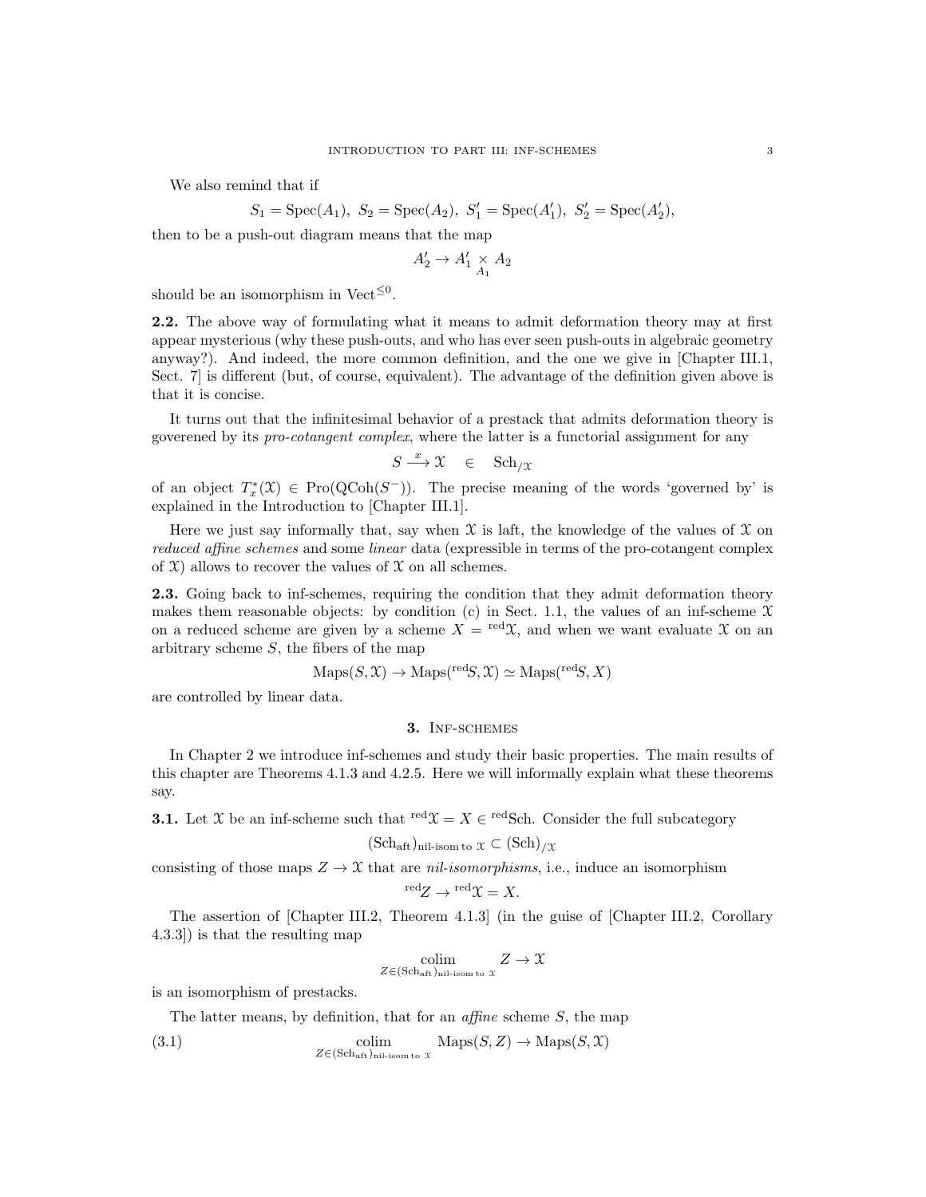We also remind that if

$$S_1 = \operatorname{Spec}(A_1),\ S_2 = \operatorname{Spec}(A_2),\ S_1' = \operatorname{Spec}(A_1'),\ S_2' = \operatorname{Spec}(A_2'),$$

then to be a push-out diagram means that the map

$$A_2' \to A_1' \underset{A_1}{\times} A_2$$

should be an isomorphism in $\mathrm{Vect}^{\leq 0}$.

**2.2.** The above way of formulating what it means to admit deformation theory may at first appear mysterious (why these push-outs, and who has ever seen push-outs in algebraic geometry anyway?). And indeed, the more common definition, and the one we give in [Chapter III.1, Sect. 7] is different (but, of course, equivalent). The advantage of the definition given above is that it is concise.

It turns out that the infinitesimal behavior of a prestack that admits deformation theory is goverened by its *pro-cotangent complex*, where the latter is a functorial assignment for any

$$S \xrightarrow{x} \mathcal{X} \quad \in \quad \mathrm{Sch}_{/\mathcal{X}}$$

of an object $T^*_x(\mathcal{X}) \in \mathrm{Pro}(\mathrm{QCoh}(S^-))$. The precise meaning of the words 'governed by' is explained in the Introduction to [Chapter III.1].

Here we just say informally that, say when $\mathcal{X}$ is laft, the knowledge of the values of $\mathcal{X}$ on *reduced affine schemes* and some *linear* data (expressible in terms of the pro-cotangent complex of $\mathcal{X}$) allows to recover the values of $\mathcal{X}$ on all schemes.

**2.3.** Going back to inf-schemes, requiring the condition that they admit deformation theory makes them reasonable objects: by condition (c) in Sect. 1.1, the values of an inf-scheme $\mathcal{X}$ on a reduced scheme are given by a scheme $X = {}^{\mathrm{red}}\mathcal{X}$, and when we want evaluate $\mathcal{X}$ on an arbitrary scheme $S$, the fibers of the map

$$\mathrm{Maps}(S, \mathcal{X}) \to \mathrm{Maps}({}^{\mathrm{red}}S, \mathcal{X}) \simeq \mathrm{Maps}({}^{\mathrm{red}}S, X)$$

are controlled by linear data.

## 3. Inf-schemes

In Chapter 2 we introduce inf-schemes and study their basic properties. The main results of this chapter are Theorems 4.1.3 and 4.2.5. Here we will informally explain what these theorems say.

**3.1.** Let $\mathcal{X}$ be an inf-scheme such that ${}^{\mathrm{red}}\mathcal{X} = X \in {}^{\mathrm{red}}\mathrm{Sch}$. Consider the full subcategory

$$(\mathrm{Sch}_{\mathrm{aft}})_{\text{nil-isom to } \mathcal{X}} \subset (\mathrm{Sch})_{/\mathcal{X}}$$

consisting of those maps $Z \to \mathcal{X}$ that are *nil-isomorphisms*, i.e., induce an isomorphism

$${}^{\mathrm{red}}Z \to {}^{\mathrm{red}}\mathcal{X} = X.$$

The assertion of [Chapter III.2, Theorem 4.1.3] (in the guise of [Chapter III.2, Corollary 4.3.3]) is that the resulting map

$$\underset{Z \in (\mathrm{Sch}_{\mathrm{aft}})_{\text{nil-isom to } \mathcal{X}}}{\mathrm{colim}} Z \to \mathcal{X}$$

is an isomorphism of prestacks.

The latter means, by definition, that for an *affine* scheme $S$, the map

$$\underset{Z \in (\mathrm{Sch}_{\mathrm{aft}})_{\text{nil-isom to } \mathcal{X}}}{\mathrm{colim}} \mathrm{Maps}(S, Z) \to \mathrm{Maps}(S, \mathcal{X}) \tag{3.1}$$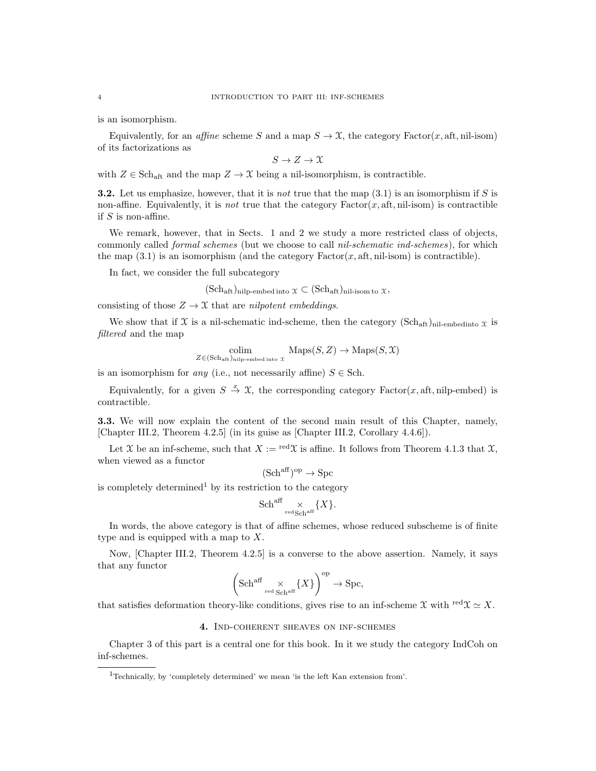is an isomorphism.

Equivalently, for an *affine* scheme $S$ and a map $S \to \mathcal{X}$, the category $\text{Factor}(x, \text{aft}, \text{nil-isom})$ of its factorizations as

$$S \to Z \to \mathcal{X}$$

with $Z \in \text{Sch}_{\text{aft}}$ and the map $Z \to \mathcal{X}$ being a nil-isomorphism, is contractible.

**3.2.** Let us emphasize, however, that it is *not* true that the map (3.1) is an isomorphism if $S$ is non-affine. Equivalently, it is *not* true that the category $\text{Factor}(x, \text{aft}, \text{nil-isom})$ is contractible if $S$ is non-affine.

We remark, however, that in Sects. 1 and 2 we study a more restricted class of objects, commonly called *formal schemes* (but we choose to call *nil-schematic ind-schemes*), for which the map (3.1) is an isomorphism (and the category $\text{Factor}(x, \text{aft}, \text{nil-isom})$ is contractible).

In fact, we consider the full subcategory

$$(\text{Sch}_{\text{aft}})_{\text{nilp-embed into } \mathcal{X}} \subset (\text{Sch}_{\text{aft}})_{\text{nil-isom to } \mathcal{X}},$$

consisting of those $Z \to \mathcal{X}$ that are *nilpotent embeddings*.

We show that if $\mathcal{X}$ is a nil-schematic ind-scheme, then the category $(\text{Sch}_{\text{aft}})_{\text{nil-embedinto } \mathcal{X}}$ is *filtered* and the map

$$\underset{Z \in (\text{Sch}_{\text{aft}})_{\text{nilp-embed into } \mathcal{X}}}{\text{colim}} \text{Maps}(S, Z) \to \text{Maps}(S, \mathcal{X})$$

is an isomorphism for *any* (i.e., not necessarily affine) $S \in \text{Sch}$.

Equivalently, for a given $S \overset{x}{\to} \mathcal{X}$, the corresponding category $\text{Factor}(x, \text{aft}, \text{nilp-embed})$ is contractible.

**3.3.** We will now explain the content of the second main result of this Chapter, namely, [Chapter III.2, Theorem 4.2.5] (in its guise as [Chapter III.2, Corollary 4.4.6]).

Let $\mathcal{X}$ be an inf-scheme, such that $X := {}^{\text{red}}\mathcal{X}$ is affine. It follows from Theorem 4.1.3 that $\mathcal{X}$, when viewed as a functor

$$(\text{Sch}^{\text{aff}})^{\text{op}} \to \text{Spc}$$

is completely determined[1] by its restriction to the category

$$\text{Sch}^{\text{aff}} \underset{{}^{\text{red}}\text{Sch}^{\text{aff}}}{\times} \{X\}.$$

In words, the above category is that of affine schemes, whose reduced subscheme is of finite type and is equipped with a map to $X$.

Now, [Chapter III.2, Theorem 4.2.5] is a converse to the above assertion. Namely, it says that any functor

$$\left(\text{Sch}^{\text{aff}} \underset{{}^{\text{red}}\text{Sch}^{\text{aff}}}{\times} \{X\}\right)^{\text{op}} \to \text{Spc},$$

that satisfies deformation theory-like conditions, gives rise to an inf-scheme $\mathcal{X}$ with ${}^{\text{red}}\mathcal{X} \simeq X$.

## 4. Ind-coherent sheaves on inf-schemes

Chapter 3 of this part is a central one for this book. In it we study the category IndCoh on inf-schemes.

---

[1] Technically, by 'completely determined' we mean 'is the left Kan extension from'.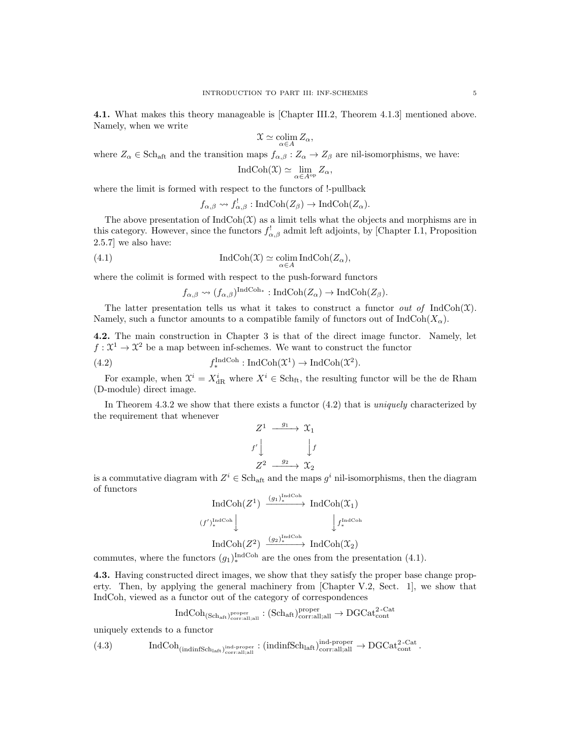**4.1.** What makes this theory manageable is [Chapter III.2, Theorem 4.1.3] mentioned above. Namely, when we write

$$\mathcal{X} \simeq \underset{\alpha \in A}{\operatorname{colim}}\, Z_\alpha,$$

where $Z_\alpha \in \mathrm{Sch}_{\mathrm{aft}}$ and the transition maps $f_{\alpha,\beta} : Z_\alpha \to Z_\beta$ are nil-isomorphisms, we have:

$$\mathrm{IndCoh}(\mathcal{X}) \simeq \underset{\alpha \in A^{\mathrm{op}}}{\lim}\, Z_\alpha,$$

where the limit is formed with respect to the functors of !-pullback

$$f_{\alpha,\beta} \rightsquigarrow f^!_{\alpha,\beta} : \mathrm{IndCoh}(Z_\beta) \to \mathrm{IndCoh}(Z_\alpha).$$

The above presentation of $\mathrm{IndCoh}(\mathcal{X})$ as a limit tells what the objects and morphisms are in this category. However, since the functors $f^!_{\alpha,\beta}$ admit left adjoints, by [Chapter I.1, Proposition 2.5.7] we also have:

$$\mathrm{IndCoh}(\mathcal{X}) \simeq \underset{\alpha \in A}{\operatorname{colim}}\, \mathrm{IndCoh}(Z_\alpha), \tag{4.1}$$

where the colimit is formed with respect to the push-forward functors

$$f_{\alpha,\beta} \rightsquigarrow (f_{\alpha,\beta})^{\mathrm{IndCoh}_*} : \mathrm{IndCoh}(Z_\alpha) \to \mathrm{IndCoh}(Z_\beta).$$

The latter presentation tells us what it takes to construct a functor *out of* $\mathrm{IndCoh}(\mathcal{X})$. Namely, such a functor amounts to a compatible family of functors out of $\mathrm{IndCoh}(X_\alpha)$.

**4.2.** The main construction in Chapter 3 is that of the direct image functor. Namely, let $f : \mathcal{X}^1 \to \mathcal{X}^2$ be a map between inf-schemes. We want to construct the functor

$$f^{\mathrm{IndCoh}}_* : \mathrm{IndCoh}(\mathcal{X}^1) \to \mathrm{IndCoh}(\mathcal{X}^2). \tag{4.2}$$

For example, when $\mathcal{X}^i = X^i_{\mathrm{dR}}$ where $X^i \in \mathrm{Sch}_{\mathrm{ft}}$, the resulting functor will be the de Rham (D-module) direct image.

In Theorem 4.3.2 we show that there exists a functor (4.2) that is *uniquely* characterized by the requirement that whenever

$$\begin{array}{ccc} Z^1 & \xrightarrow{g_1} & \mathcal{X}_1 \\ {\scriptstyle f'}\big\downarrow & & \big\downarrow{\scriptstyle f} \\ Z^2 & \xrightarrow{g_2} & \mathcal{X}_2 \end{array}$$

is a commutative diagram with $Z^i \in \mathrm{Sch}_{\mathrm{aft}}$ and the maps $g^i$ nil-isomorphisms, then the diagram of functors

$$\begin{array}{ccc} \mathrm{IndCoh}(Z^1) & \xrightarrow{(g_1)^{\mathrm{IndCoh}}_*} & \mathrm{IndCoh}(\mathcal{X}_1) \\ {\scriptstyle (f')^{\mathrm{IndCoh}}_*}\big\downarrow & & \big\downarrow{\scriptstyle f^{\mathrm{IndCoh}}_*} \\ \mathrm{IndCoh}(Z^2) & \xrightarrow{(g_2)^{\mathrm{IndCoh}}_*} & \mathrm{IndCoh}(\mathcal{X}_2) \end{array}$$

commutes, where the functors $(g_1)^{\mathrm{IndCoh}}_*$ are the ones from the presentation (4.1).

**4.3.** Having constructed direct images, we show that they satisfy the proper base change property. Then, by applying the general machinery from [Chapter V.2, Sect. 1], we show that IndCoh, viewed as a functor out of the category of correspondences

$$\mathrm{IndCoh}_{(\mathrm{Sch}_{\mathrm{aft}})^{\mathrm{proper}}_{\mathrm{corr:all;all}}} : (\mathrm{Sch}_{\mathrm{aft}})^{\mathrm{proper}}_{\mathrm{corr:all;all}} \to \mathrm{DGCat}^{2\text{-}\mathrm{Cat}}_{\mathrm{cont}}$$

uniquely extends to a functor

$$\mathrm{IndCoh}_{(\mathrm{indinfSch}_{\mathrm{laft}})^{\mathrm{ind\text{-}proper}}_{\mathrm{corr:all;all}}} : (\mathrm{indinfSch}_{\mathrm{laft}})^{\mathrm{ind\text{-}proper}}_{\mathrm{corr:all;all}} \to \mathrm{DGCat}^{2\text{-}\mathrm{Cat}}_{\mathrm{cont}}. \tag{4.3}$$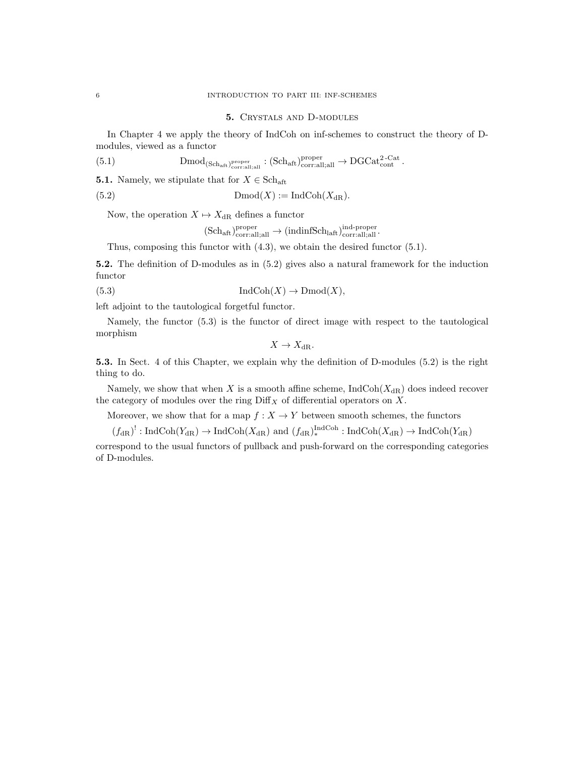## 5. Crystals and D-modules

In Chapter 4 we apply the theory of IndCoh on inf-schemes to construct the theory of D-modules, viewed as a functor

$$\mathrm{Dmod}_{(\mathrm{Sch}_{\mathrm{aft}})^{\mathrm{proper}}_{\mathrm{corr:all;all}}} : (\mathrm{Sch}_{\mathrm{aft}})^{\mathrm{proper}}_{\mathrm{corr:all;all}} \to \mathrm{DGCat}^{2\text{-Cat}}_{\mathrm{cont}}. \tag{5.1}$$

**5.1.** Namely, we stipulate that for $X \in \mathrm{Sch}_{\mathrm{aft}}$

$$\mathrm{Dmod}(X) := \mathrm{IndCoh}(X_{\mathrm{dR}}). \tag{5.2}$$

Now, the operation $X \mapsto X_{\mathrm{dR}}$ defines a functor

$$(\mathrm{Sch}_{\mathrm{aft}})^{\mathrm{proper}}_{\mathrm{corr:all;all}} \to (\mathrm{indinfSch}_{\mathrm{laft}})^{\mathrm{ind\text{-}proper}}_{\mathrm{corr:all;all}}.$$

Thus, composing this functor with (4.3), we obtain the desired functor (5.1).

**5.2.** The definition of D-modules as in (5.2) gives also a natural framework for the induction functor

$$\mathrm{IndCoh}(X) \to \mathrm{Dmod}(X), \tag{5.3}$$

left adjoint to the tautological forgetful functor.

Namely, the functor (5.3) is the functor of direct image with respect to the tautological morphism

$$X \to X_{\mathrm{dR}}.$$

**5.3.** In Sect. 4 of this Chapter, we explain why the definition of D-modules (5.2) is the right thing to do.

Namely, we show that when $X$ is a smooth affine scheme, $\mathrm{IndCoh}(X_{\mathrm{dR}})$ does indeed recover the category of modules over the ring $\mathrm{Diff}_X$ of differential operators on $X$.

Moreover, we show that for a map $f : X \to Y$ between smooth schemes, the functors

$$(f_{\mathrm{dR}})^! : \mathrm{IndCoh}(Y_{\mathrm{dR}}) \to \mathrm{IndCoh}(X_{\mathrm{dR}}) \text{ and } (f_{\mathrm{dR}})^{\mathrm{IndCoh}}_* : \mathrm{IndCoh}(X_{\mathrm{dR}}) \to \mathrm{IndCoh}(Y_{\mathrm{dR}})$$

correspond to the usual functors of pullback and push-forward on the corresponding categories of D-modules.